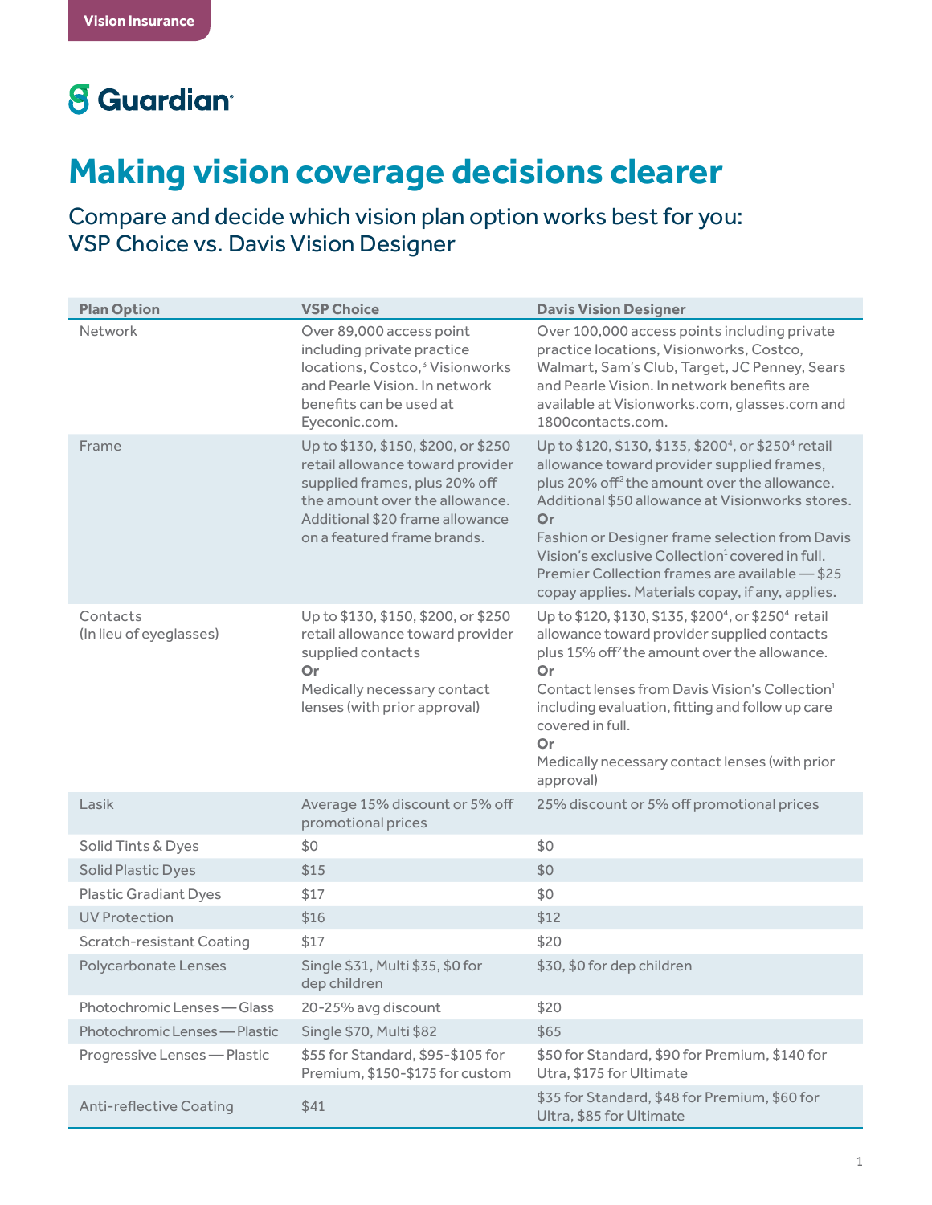Vision Insurance

Guardian

# Making vision coverage decisions clearer

## Compare and decide which vision plan option works best for you: VSP Choice vs. Davis Vision Designer

| Plan Option | VSP Choice | Davis Vision Designer |
|---|---|---|
| Network | Over 89,000 access point including private practice locations, Costco,[3] Visionworks and Pearle Vision. In network benefits can be used at Eyeconic.com. | Over 100,000 access points including private practice locations, Visionworks, Costco, Walmart, Sam's Club, Target, JC Penney, Sears and Pearle Vision. In network benefits are available at Visionworks.com, glasses.com and 1800contacts.com. |
| Frame | Up to $130, $150, $200, or $250 retail allowance toward provider supplied frames, plus 20% off the amount over the allowance. Additional $20 frame allowance on a featured frame brands. | Up to $120, $130, $135, $200[4], or $250[4] retail allowance toward provider supplied frames, plus 20% off[2] the amount over the allowance. Additional $50 allowance at Visionworks stores. **Or** Fashion or Designer frame selection from Davis Vision's exclusive Collection[1] covered in full. Premier Collection frames are available — $25 copay applies. Materials copay, if any, applies. |
| Contacts (In lieu of eyeglasses) | Up to $130, $150, $200, or $250 retail allowance toward provider supplied contacts **Or** Medically necessary contact lenses (with prior approval) | Up to $120, $130, $135, $200[4], or $250[4] retail allowance toward provider supplied contacts plus 15% off[2] the amount over the allowance. **Or** Contact lenses from Davis Vision's Collection[1] including evaluation, fitting and follow up care covered in full. **Or** Medically necessary contact lenses (with prior approval) |
| Lasik | Average 15% discount or 5% off promotional prices | 25% discount or 5% off promotional prices |
| Solid Tints & Dyes | $0 | $0 |
| Solid Plastic Dyes | $15 | $0 |
| Plastic Gradiant Dyes | $17 | $0 |
| UV Protection | $16 | $12 |
| Scratch-resistant Coating | $17 | $20 |
| Polycarbonate Lenses | Single $31, Multi $35, $0 for dep children | $30, $0 for dep children |
| Photochromic Lenses — Glass | 20-25% avg discount | $20 |
| Photochromic Lenses — Plastic | Single $70, Multi $82 | $65 |
| Progressive Lenses — Plastic | $55 for Standard, $95-$105 for Premium, $150-$175 for custom | $50 for Standard, $90 for Premium, $140 for Utra, $175 for Ultimate |
| Anti-reflective Coating | $41 | $35 for Standard, $48 for Premium, $60 for Ultra, $85 for Ultimate |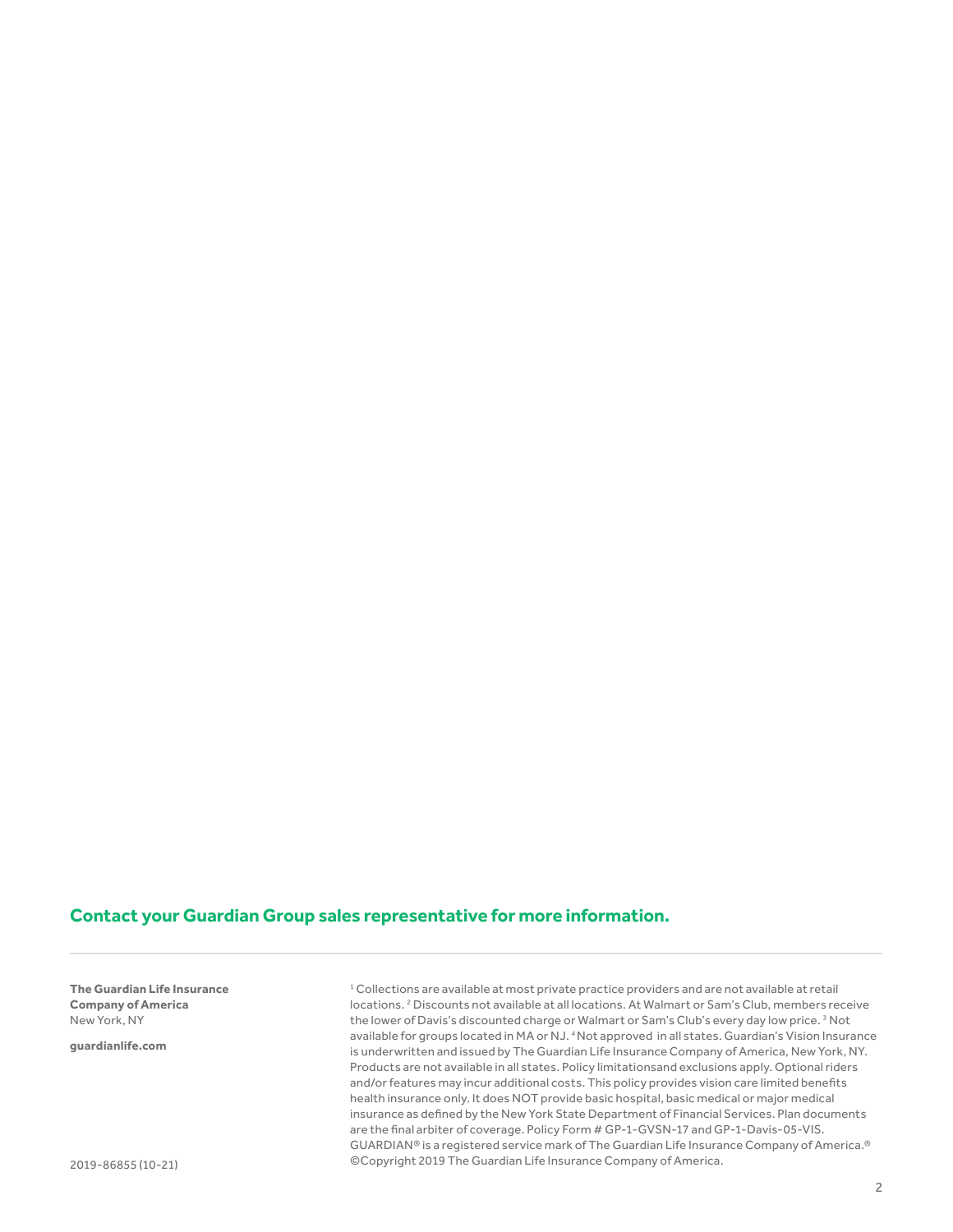## Contact your Guardian Group sales representative for more information.

---

**The Guardian Life Insurance Company of America**
New York, NY

**guardianlife.com**

2019-86855 (10-21)

[1] Collections are available at most private practice providers and are not available at retail locations. [2] Discounts not available at all locations. At Walmart or Sam's Club, members receive the lower of Davis's discounted charge or Walmart or Sam's Club's every day low price. [3] Not available for groups located in MA or NJ. [4] Not approved in all states. Guardian's Vision Insurance is underwritten and issued by The Guardian Life Insurance Company of America, New York, NY. Products are not available in all states. Policy limitationsand exclusions apply. Optional riders and/or features may incur additional costs. This policy provides vision care limited benefits health insurance only. It does NOT provide basic hospital, basic medical or major medical insurance as defined by the New York State Department of Financial Services. Plan documents are the final arbiter of coverage. Policy Form # GP-1-GVSN-17 and GP-1-Davis-05-VIS. GUARDIAN® is a registered service mark of The Guardian Life Insurance Company of America.® ©Copyright 2019 The Guardian Life Insurance Company of America.